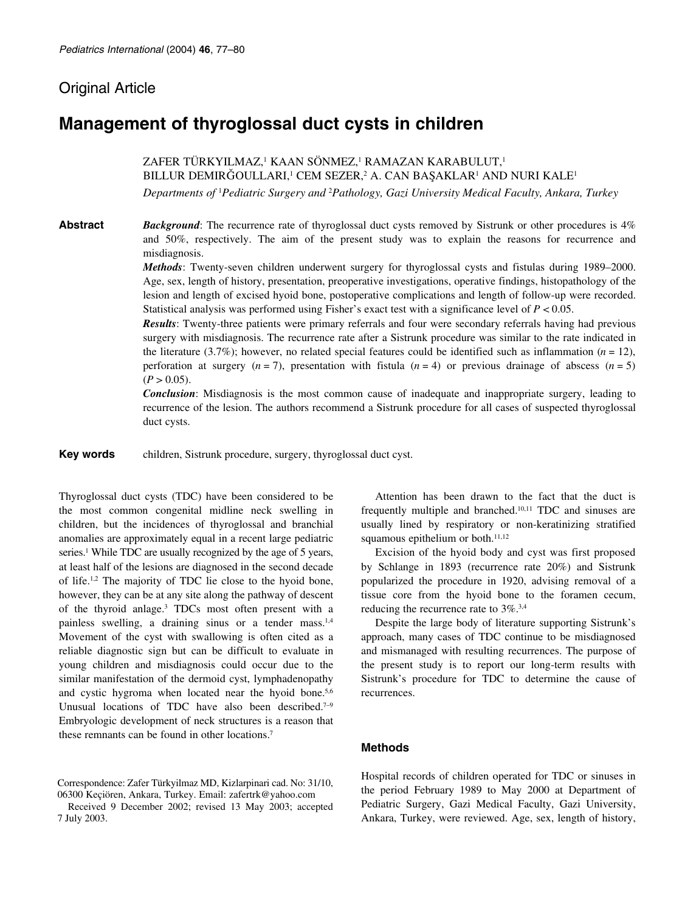Original Article

# Management of thyroglossal duct cysts in children

ZAFER TÜRKYILMAZ,[1] KAAN SÖNMEZ,[1] RAMAZAN KARABULUT,[1] BILLUR DEMIRĞOULLARI,[1] CEM SEZER,[2] A. CAN BAŞAKLAR[1] AND NURI KALE[1]

*Departments of [1]Pediatric Surgery and [2]Pathology, Gazi University Medical Faculty, Ankara, Turkey*

**Abstract**

***Background***: The recurrence rate of thyroglossal duct cysts removed by Sistrunk or other procedures is 4% and 50%, respectively. The aim of the present study was to explain the reasons for recurrence and misdiagnosis.

***Methods***: Twenty-seven children underwent surgery for thyroglossal cysts and fistulas during 1989–2000. Age, sex, length of history, presentation, preoperative investigations, operative findings, histopathology of the lesion and length of excised hyoid bone, postoperative complications and length of follow-up were recorded. Statistical analysis was performed using Fisher's exact test with a significance level of $P < 0.05$.

***Results***: Twenty-three patients were primary referrals and four were secondary referrals having had previous surgery with misdiagnosis. The recurrence rate after a Sistrunk procedure was similar to the rate indicated in the literature (3.7%); however, no related special features could be identified such as inflammation ($n = 12$), perforation at surgery ($n = 7$), presentation with fistula ($n = 4$) or previous drainage of abscess ($n = 5$) ($P > 0.05$).

***Conclusion***: Misdiagnosis is the most common cause of inadequate and inappropriate surgery, leading to recurrence of the lesion. The authors recommend a Sistrunk procedure for all cases of suspected thyroglossal duct cysts.

**Key words** children, Sistrunk procedure, surgery, thyroglossal duct cyst.

Thyroglossal duct cysts (TDC) have been considered to be the most common congenital midline neck swelling in children, but the incidences of thyroglossal and branchial anomalies are approximately equal in a recent large pediatric series.[1] While TDC are usually recognized by the age of 5 years, at least half of the lesions are diagnosed in the second decade of life.[1,2] The majority of TDC lie close to the hyoid bone, however, they can be at any site along the pathway of descent of the thyroid anlage.[3] TDCs most often present with a painless swelling, a draining sinus or a tender mass.[1,4] Movement of the cyst with swallowing is often cited as a reliable diagnostic sign but can be difficult to evaluate in young children and misdiagnosis could occur due to the similar manifestation of the dermoid cyst, lymphadenopathy and cystic hygroma when located near the hyoid bone.[5,6] Unusual locations of TDC have also been described.[7–9] Embryologic development of neck structures is a reason that these remnants can be found in other locations.[7]

Attention has been drawn to the fact that the duct is frequently multiple and branched.[10,11] TDC and sinuses are usually lined by respiratory or non-keratinizing stratified squamous epithelium or both.[11,12]

Excision of the hyoid body and cyst was first proposed by Schlange in 1893 (recurrence rate 20%) and Sistrunk popularized the procedure in 1920, advising removal of a tissue core from the hyoid bone to the foramen cecum, reducing the recurrence rate to 3%.[3,4]

Despite the large body of literature supporting Sistrunk's approach, many cases of TDC continue to be misdiagnosed and mismanaged with resulting recurrences. The purpose of the present study is to report our long-term results with Sistrunk's procedure for TDC to determine the cause of recurrences.

## Methods

Hospital records of children operated for TDC or sinuses in the period February 1989 to May 2000 at Department of Pediatric Surgery, Gazi Medical Faculty, Gazi University, Ankara, Turkey, were reviewed. Age, sex, length of history,

Correspondence: Zafer Türkyilmaz MD, Kizlarpinari cad. No: 31/10, 06300 Keçiören, Ankara, Turkey. Email: zafertrk@yahoo.com

Received 9 December 2002; revised 13 May 2003; accepted 7 July 2003.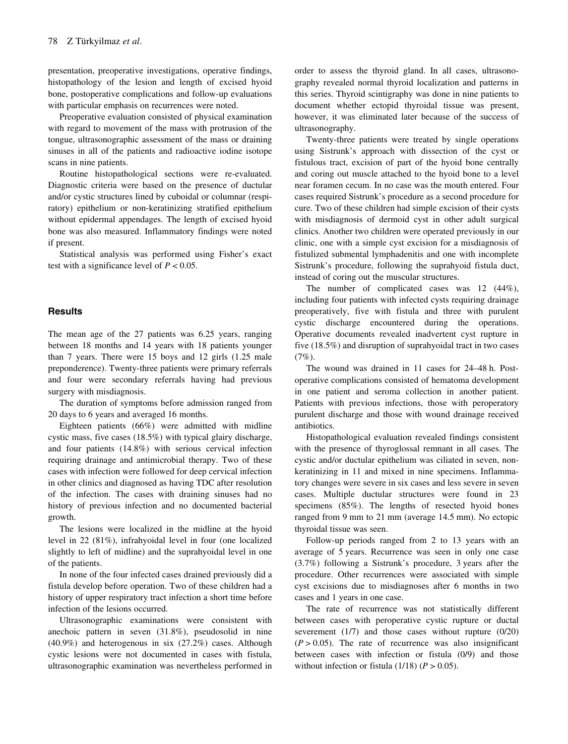presentation, preoperative investigations, operative findings, histopathology of the lesion and length of excised hyoid bone, postoperative complications and follow-up evaluations with particular emphasis on recurrences were noted.

Preoperative evaluation consisted of physical examination with regard to movement of the mass with protrusion of the tongue, ultrasonographic assessment of the mass or draining sinuses in all of the patients and radioactive iodine isotope scans in nine patients.

Routine histopathological sections were re-evaluated. Diagnostic criteria were based on the presence of ductular and/or cystic structures lined by cuboidal or columnar (respiratory) epithelium or non-keratinizing stratified epithelium without epidermal appendages. The length of excised hyoid bone was also measured. Inflammatory findings were noted if present.

Statistical analysis was performed using Fisher's exact test with a significance level of $P < 0.05$.

## Results

The mean age of the 27 patients was 6.25 years, ranging between 18 months and 14 years with 18 patients younger than 7 years. There were 15 boys and 12 girls (1.25 male preponderence). Twenty-three patients were primary referrals and four were secondary referrals having had previous surgery with misdiagnosis.

The duration of symptoms before admission ranged from 20 days to 6 years and averaged 16 months.

Eighteen patients (66%) were admitted with midline cystic mass, five cases (18.5%) with typical glairy discharge, and four patients (14.8%) with serious cervical infection requiring drainage and antimicrobial therapy. Two of these cases with infection were followed for deep cervical infection in other clinics and diagnosed as having TDC after resolution of the infection. The cases with draining sinuses had no history of previous infection and no documented bacterial growth.

The lesions were localized in the midline at the hyoid level in 22 (81%), infrahyoidal level in four (one localized slightly to left of midline) and the suprahyoidal level in one of the patients.

In none of the four infected cases drained previously did a fistula develop before operation. Two of these children had a history of upper respiratory tract infection a short time before infection of the lesions occurred.

Ultrasonographic examinations were consistent with anechoic pattern in seven (31.8%), pseudosolid in nine (40.9%) and heterogenous in six (27.2%) cases. Although cystic lesions were not documented in cases with fistula, ultrasonographic examination was nevertheless performed in order to assess the thyroid gland. In all cases, ultrasonography revealed normal thyroid localization and patterns in this series. Thyroid scintigraphy was done in nine patients to document whether ectopid thyroidal tissue was present, however, it was eliminated later because of the success of ultrasonography.

Twenty-three patients were treated by single operations using Sistrunk's approach with dissection of the cyst or fistulous tract, excision of part of the hyoid bone centrally and coring out muscle attached to the hyoid bone to a level near foramen cecum. In no case was the mouth entered. Four cases required Sistrunk's procedure as a second procedure for cure. Two of these children had simple excision of their cysts with misdiagnosis of dermoid cyst in other adult surgical clinics. Another two children were operated previously in our clinic, one with a simple cyst excision for a misdiagnosis of fistulized submental lymphadenitis and one with incomplete Sistrunk's procedure, following the suprahyoid fistula duct, instead of coring out the muscular structures.

The number of complicated cases was 12 (44%), including four patients with infected cysts requiring drainage preoperatively, five with fistula and three with purulent cystic discharge encountered during the operations. Operative documents revealed inadvertent cyst rupture in five (18.5%) and disruption of suprahyoidal tract in two cases (7%).

The wound was drained in 11 cases for 24–48 h. Postoperative complications consisted of hematoma development in one patient and seroma collection in another patient. Patients with previous infections, those with peroperatory purulent discharge and those with wound drainage received antibiotics.

Histopathological evaluation revealed findings consistent with the presence of thyroglossal remnant in all cases. The cystic and/or ductular epithelium was ciliated in seven, non-keratinizing in 11 and mixed in nine specimens. Inflammatory changes were severe in six cases and less severe in seven cases. Multiple ductular structures were found in 23 specimens (85%). The lengths of resected hyoid bones ranged from 9 mm to 21 mm (average 14.5 mm). No ectopic thyroidal tissue was seen.

Follow-up periods ranged from 2 to 13 years with an average of 5 years. Recurrence was seen in only one case (3.7%) following a Sistrunk's procedure, 3 years after the procedure. Other recurrences were associated with simple cyst excisions due to misdiagnoses after 6 months in two cases and 1 years in one case.

The rate of recurrence was not statistically different between cases with peroperative cystic rupture or ductal severement (1/7) and those cases without rupture (0/20) ($P > 0.05$). The rate of recurrence was also insignificant between cases with infection or fistula (0/9) and those without infection or fistula (1/18) ($P > 0.05$).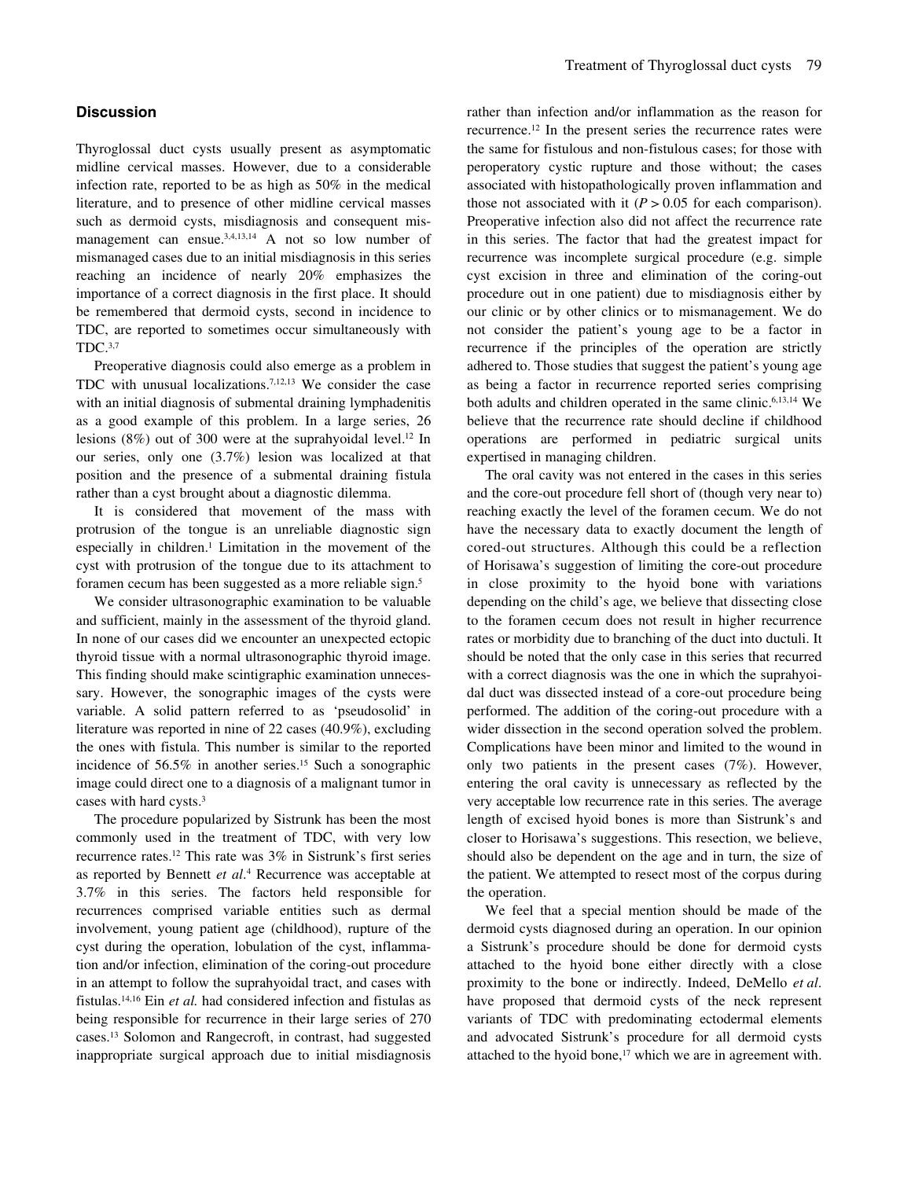## Discussion

Thyroglossal duct cysts usually present as asymptomatic midline cervical masses. However, due to a considerable infection rate, reported to be as high as 50% in the medical literature, and to presence of other midline cervical masses such as dermoid cysts, misdiagnosis and consequent mismanagement can ensue.[3,4,13,14] A not so low number of mismanaged cases due to an initial misdiagnosis in this series reaching an incidence of nearly 20% emphasizes the importance of a correct diagnosis in the first place. It should be remembered that dermoid cysts, second in incidence to TDC, are reported to sometimes occur simultaneously with TDC.[3,7]

Preoperative diagnosis could also emerge as a problem in TDC with unusual localizations.[7,12,13] We consider the case with an initial diagnosis of submental draining lymphadenitis as a good example of this problem. In a large series, 26 lesions (8%) out of 300 were at the suprahyoidal level.[12] In our series, only one (3.7%) lesion was localized at that position and the presence of a submental draining fistula rather than a cyst brought about a diagnostic dilemma.

It is considered that movement of the mass with protrusion of the tongue is an unreliable diagnostic sign especially in children.[1] Limitation in the movement of the cyst with protrusion of the tongue due to its attachment to foramen cecum has been suggested as a more reliable sign.[5]

We consider ultrasonographic examination to be valuable and sufficient, mainly in the assessment of the thyroid gland. In none of our cases did we encounter an unexpected ectopic thyroid tissue with a normal ultrasonographic thyroid image. This finding should make scintigraphic examination unnecessary. However, the sonographic images of the cysts were variable. A solid pattern referred to as 'pseudosolid' in literature was reported in nine of 22 cases (40.9%), excluding the ones with fistula. This number is similar to the reported incidence of 56.5% in another series.[15] Such a sonographic image could direct one to a diagnosis of a malignant tumor in cases with hard cysts.[3]

The procedure popularized by Sistrunk has been the most commonly used in the treatment of TDC, with very low recurrence rates.[12] This rate was 3% in Sistrunk's first series as reported by Bennett *et al*.[4] Recurrence was acceptable at 3.7% in this series. The factors held responsible for recurrences comprised variable entities such as dermal involvement, young patient age (childhood), rupture of the cyst during the operation, lobulation of the cyst, inflammation and/or infection, elimination of the coring-out procedure in an attempt to follow the suprahyoidal tract, and cases with fistulas.[14,16] Ein *et al.* had considered infection and fistulas as being responsible for recurrence in their large series of 270 cases.[13] Solomon and Rangecroft, in contrast, had suggested inappropriate surgical approach due to initial misdiagnosis rather than infection and/or inflammation as the reason for recurrence.[12] In the present series the recurrence rates were the same for fistulous and non-fistulous cases; for those with peroperatory cystic rupture and those without; the cases associated with histopathologically proven inflammation and those not associated with it ($P > 0.05$ for each comparison). Preoperative infection also did not affect the recurrence rate in this series. The factor that had the greatest impact for recurrence was incomplete surgical procedure (e.g. simple cyst excision in three and elimination of the coring-out procedure out in one patient) due to misdiagnosis either by our clinic or by other clinics or to mismanagement. We do not consider the patient's young age to be a factor in recurrence if the principles of the operation are strictly adhered to. Those studies that suggest the patient's young age as being a factor in recurrence reported series comprising both adults and children operated in the same clinic.[6,13,14] We believe that the recurrence rate should decline if childhood operations are performed in pediatric surgical units expertised in managing children.

The oral cavity was not entered in the cases in this series and the core-out procedure fell short of (though very near to) reaching exactly the level of the foramen cecum. We do not have the necessary data to exactly document the length of cored-out structures. Although this could be a reflection of Horisawa's suggestion of limiting the core-out procedure in close proximity to the hyoid bone with variations depending on the child's age, we believe that dissecting close to the foramen cecum does not result in higher recurrence rates or morbidity due to branching of the duct into ductuli. It should be noted that the only case in this series that recurred with a correct diagnosis was the one in which the suprahyoidal duct was dissected instead of a core-out procedure being performed. The addition of the coring-out procedure with a wider dissection in the second operation solved the problem. Complications have been minor and limited to the wound in only two patients in the present cases (7%). However, entering the oral cavity is unnecessary as reflected by the very acceptable low recurrence rate in this series. The average length of excised hyoid bones is more than Sistrunk's and closer to Horisawa's suggestions. This resection, we believe, should also be dependent on the age and in turn, the size of the patient. We attempted to resect most of the corpus during the operation.

We feel that a special mention should be made of the dermoid cysts diagnosed during an operation. In our opinion a Sistrunk's procedure should be done for dermoid cysts attached to the hyoid bone either directly with a close proximity to the bone or indirectly. Indeed, DeMello *et al*. have proposed that dermoid cysts of the neck represent variants of TDC with predominating ectodermal elements and advocated Sistrunk's procedure for all dermoid cysts attached to the hyoid bone,[17] which we are in agreement with.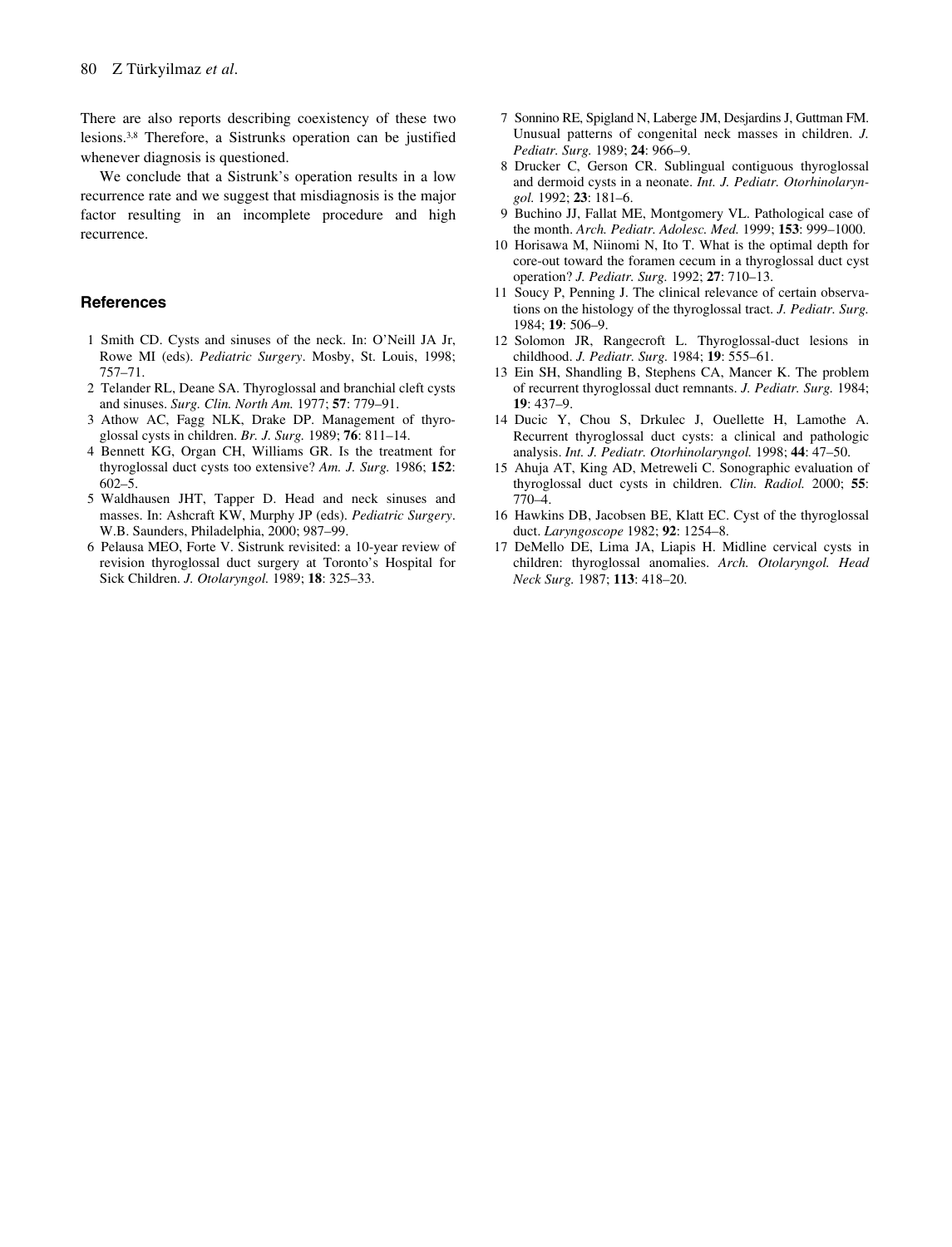There are also reports describing coexistency of these two lesions.[3,8] Therefore, a Sistrunks operation can be justified whenever diagnosis is questioned.

We conclude that a Sistrunk's operation results in a low recurrence rate and we suggest that misdiagnosis is the major factor resulting in an incomplete procedure and high recurrence.

## References

1 Smith CD. Cysts and sinuses of the neck. In: O'Neill JA Jr, Rowe MI (eds). *Pediatric Surgery*. Mosby, St. Louis, 1998; 757–71.

2 Telander RL, Deane SA. Thyroglossal and branchial cleft cysts and sinuses. *Surg. Clin. North Am.* 1977; **57**: 779–91.

3 Athow AC, Fagg NLK, Drake DP. Management of thyroglossal cysts in children. *Br. J. Surg.* 1989; **76**: 811–14.

4 Bennett KG, Organ CH, Williams GR. Is the treatment for thyroglossal duct cysts too extensive? *Am. J. Surg.* 1986; **152**: 602–5.

5 Waldhausen JHT, Tapper D. Head and neck sinuses and masses. In: Ashcraft KW, Murphy JP (eds). *Pediatric Surgery*. W.B. Saunders, Philadelphia, 2000; 987–99.

6 Pelausa MEO, Forte V. Sistrunk revisited: a 10-year review of revision thyroglossal duct surgery at Toronto's Hospital for Sick Children. *J. Otolaryngol.* 1989; **18**: 325–33.

7 Sonnino RE, Spigland N, Laberge JM, Desjardins J, Guttman FM. Unusual patterns of congenital neck masses in children. *J. Pediatr. Surg.* 1989; **24**: 966–9.

8 Drucker C, Gerson CR. Sublingual contiguous thyroglossal and dermoid cysts in a neonate. *Int. J. Pediatr. Otorhinolaryngol.* 1992; **23**: 181–6.

9 Buchino JJ, Fallat ME, Montgomery VL. Pathological case of the month. *Arch. Pediatr. Adolesc. Med.* 1999; **153**: 999–1000.

10 Horisawa M, Niinomi N, Ito T. What is the optimal depth for core-out toward the foramen cecum in a thyroglossal duct cyst operation? *J. Pediatr. Surg.* 1992; **27**: 710–13.

11 Soucy P, Penning J. The clinical relevance of certain observations on the histology of the thyroglossal tract. *J. Pediatr. Surg.* 1984; **19**: 506–9.

12 Solomon JR, Rangecroft L. Thyroglossal-duct lesions in childhood. *J. Pediatr. Surg.* 1984; **19**: 555–61.

13 Ein SH, Shandling B, Stephens CA, Mancer K. The problem of recurrent thyroglossal duct remnants. *J. Pediatr. Surg.* 1984; **19**: 437–9.

14 Ducic Y, Chou S, Drkulec J, Ouellette H, Lamothe A. Recurrent thyroglossal duct cysts: a clinical and pathologic analysis. *Int. J. Pediatr. Otorhinolaryngol.* 1998; **44**: 47–50.

15 Ahuja AT, King AD, Metreweli C. Sonographic evaluation of thyroglossal duct cysts in children. *Clin. Radiol.* 2000; **55**: 770–4.

16 Hawkins DB, Jacobsen BE, Klatt EC. Cyst of the thyroglossal duct. *Laryngoscope* 1982; **92**: 1254–8.

17 DeMello DE, Lima JA, Liapis H. Midline cervical cysts in children: thyroglossal anomalies. *Arch. Otolaryngol. Head Neck Surg.* 1987; **113**: 418–20.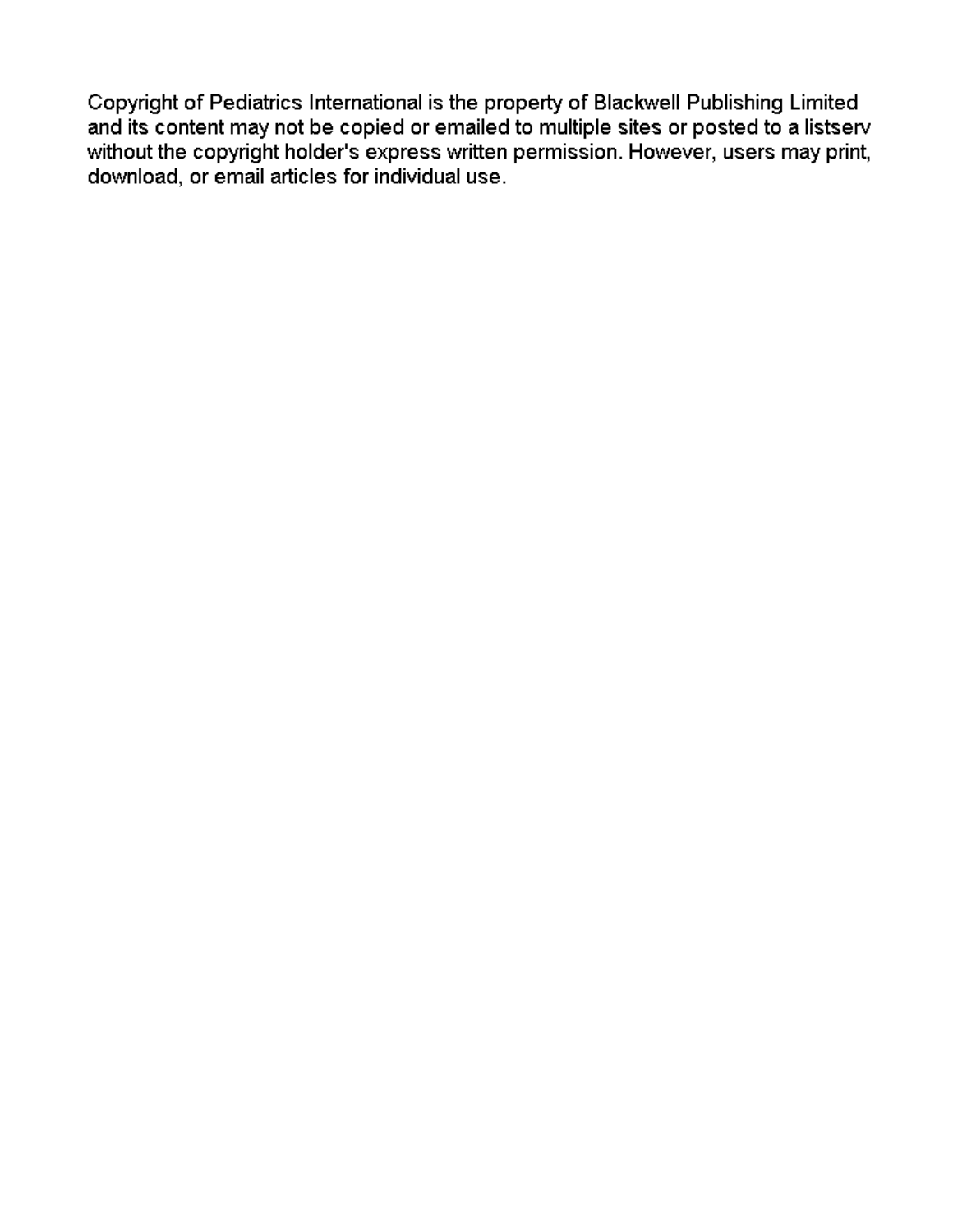Copyright of Pediatrics International is the property of Blackwell Publishing Limited and its content may not be copied or emailed to multiple sites or posted to a listserv without the copyright holder's express written permission. However, users may print, download, or email articles for individual use.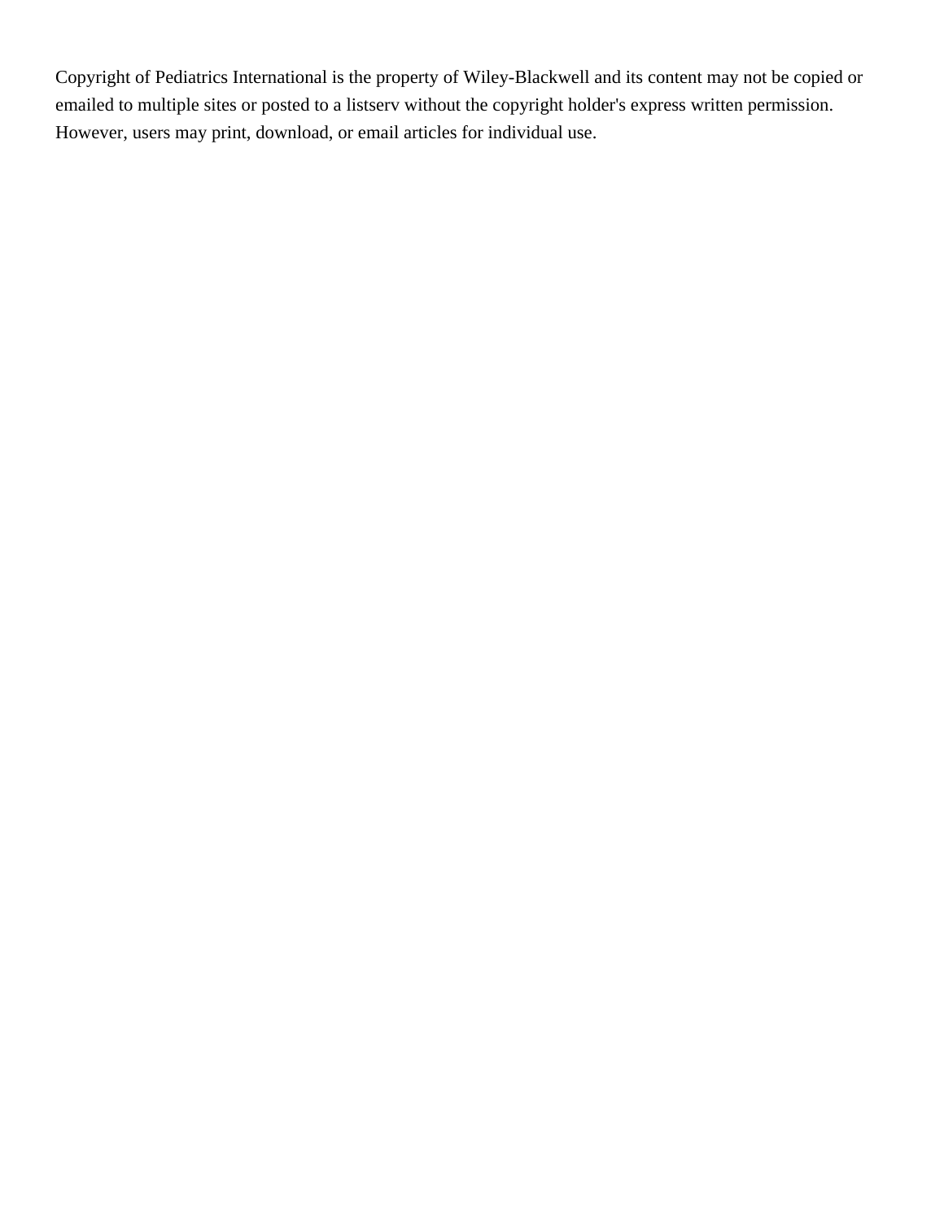Copyright of Pediatrics International is the property of Wiley-Blackwell and its content may not be copied or emailed to multiple sites or posted to a listserv without the copyright holder's express written permission. However, users may print, download, or email articles for individual use.